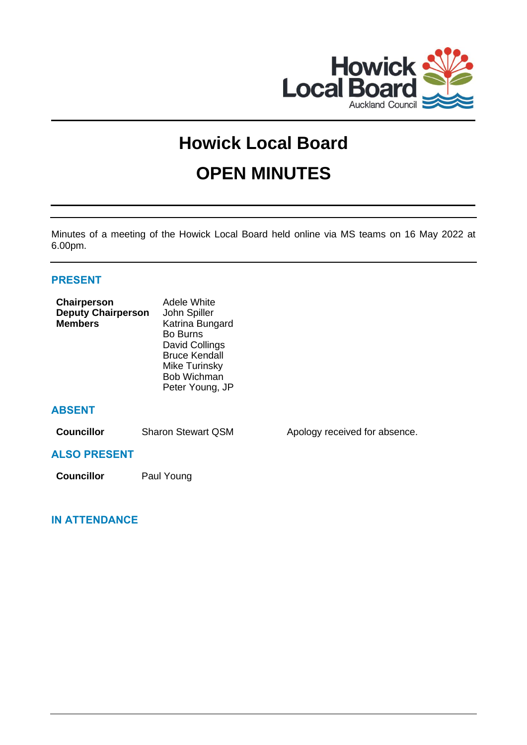# Howick Local Board

# OPEN MINUTES

Minutes of a meeting of the Howick Local Board held online via MS teams on 16 May 2022 at 6.00pm.

## PRESENT

| | |
|---|---|
| **Chairperson** | Adele White |
| **Deputy Chairperson** | John Spiller |
| **Members** | Katrina Bungard |
| | Bo Burns |
| | David Collings |
| | Bruce Kendall |
| | Mike Turinsky |
| | Bob Wichman |
| | Peter Young, JP |

## ABSENT

| | | |
|---|---|---|
| **Councillor** | Sharon Stewart QSM | Apology received for absence. |

## ALSO PRESENT

| | |
|---|---|
| **Councillor** | Paul Young |

## IN ATTENDANCE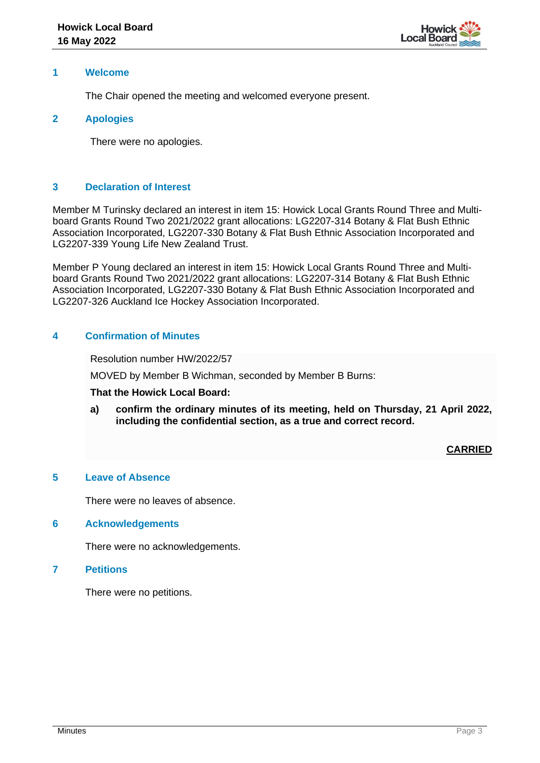## 1 Welcome

The Chair opened the meeting and welcomed everyone present.

## 2 Apologies

There were no apologies.

## 3 Declaration of Interest

Member M Turinsky declared an interest in item 15: Howick Local Grants Round Three and Multi-board Grants Round Two 2021/2022 grant allocations: LG2207-314 Botany & Flat Bush Ethnic Association Incorporated, LG2207-330 Botany & Flat Bush Ethnic Association Incorporated and LG2207-339 Young Life New Zealand Trust.

Member P Young declared an interest in item 15: Howick Local Grants Round Three and Multi-board Grants Round Two 2021/2022 grant allocations: LG2207-314 Botany & Flat Bush Ethnic Association Incorporated, LG2207-330 Botany & Flat Bush Ethnic Association Incorporated and LG2207-326 Auckland Ice Hockey Association Incorporated.

## 4 Confirmation of Minutes

Resolution number HW/2022/57

MOVED by Member B Wichman, seconded by Member B Burns:

**That the Howick Local Board:**

**a) confirm the ordinary minutes of its meeting, held on Thursday, 21 April 2022, including the confidential section, as a true and correct record.**

**CARRIED**

## 5 Leave of Absence

There were no leaves of absence.

## 6 Acknowledgements

There were no acknowledgements.

## 7 Petitions

There were no petitions.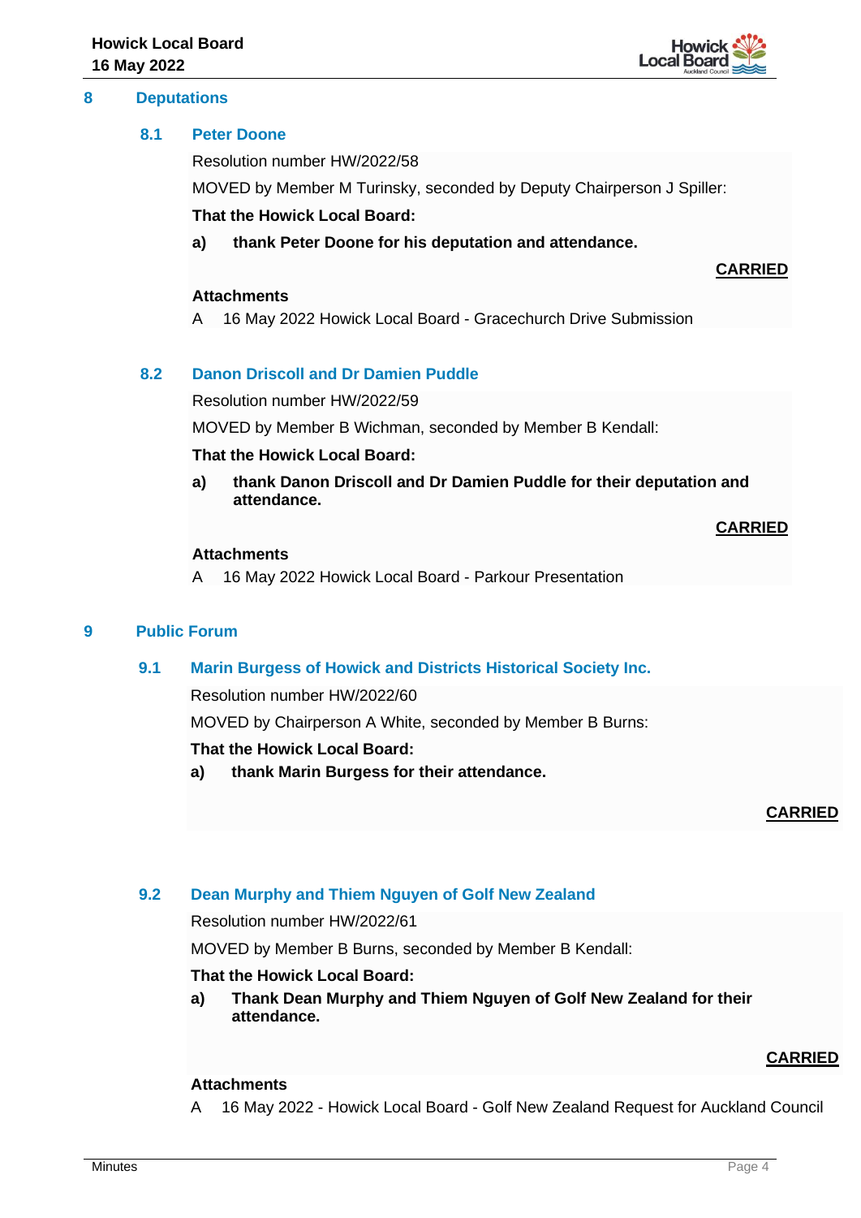## 8 Deputations

### 8.1 Peter Doone

Resolution number HW/2022/58

MOVED by Member M Turinsky, seconded by Deputy Chairperson J Spiller:

**That the Howick Local Board:**

**a) thank Peter Doone for his deputation and attendance.**

**<u>CARRIED</u>**

**Attachments**

A 16 May 2022 Howick Local Board - Gracechurch Drive Submission

### 8.2 Danon Driscoll and Dr Damien Puddle

Resolution number HW/2022/59

MOVED by Member B Wichman, seconded by Member B Kendall:

**That the Howick Local Board:**

**a) thank Danon Driscoll and Dr Damien Puddle for their deputation and attendance.**

**<u>CARRIED</u>**

**Attachments**

A 16 May 2022 Howick Local Board - Parkour Presentation

## 9 Public Forum

### 9.1 Marin Burgess of Howick and Districts Historical Society Inc.

Resolution number HW/2022/60

MOVED by Chairperson A White, seconded by Member B Burns:

**That the Howick Local Board:**

**a) thank Marin Burgess for their attendance.**

**<u>CARRIED</u>**

### 9.2 Dean Murphy and Thiem Nguyen of Golf New Zealand

Resolution number HW/2022/61

MOVED by Member B Burns, seconded by Member B Kendall:

**That the Howick Local Board:**

**a) Thank Dean Murphy and Thiem Nguyen of Golf New Zealand for their attendance.**

**<u>CARRIED</u>**

**Attachments**

A 16 May 2022 - Howick Local Board - Golf New Zealand Request for Auckland Council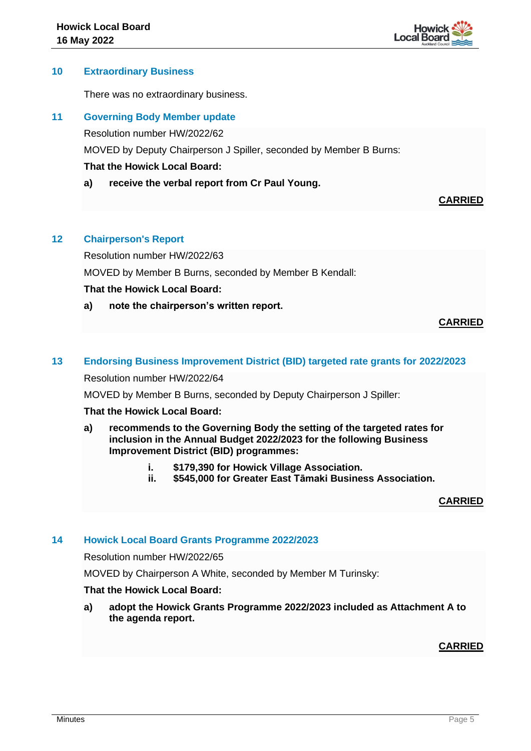## 10 Extraordinary Business

There was no extraordinary business.

## 11 Governing Body Member update

Resolution number HW/2022/62

MOVED by Deputy Chairperson J Spiller, seconded by Member B Burns:

**That the Howick Local Board:**

**a) receive the verbal report from Cr Paul Young.**

**CARRIED**

## 12 Chairperson's Report

Resolution number HW/2022/63

MOVED by Member B Burns, seconded by Member B Kendall:

**That the Howick Local Board:**

**a) note the chairperson's written report.**

**CARRIED**

## 13 Endorsing Business Improvement District (BID) targeted rate grants for 2022/2023

Resolution number HW/2022/64

MOVED by Member B Burns, seconded by Deputy Chairperson J Spiller:

**That the Howick Local Board:**

**a) recommends to the Governing Body the setting of the targeted rates for inclusion in the Annual Budget 2022/2023 for the following Business Improvement District (BID) programmes:**

**i. $179,390 for Howick Village Association.**
**ii. $545,000 for Greater East Tāmaki Business Association.**

**CARRIED**

## 14 Howick Local Board Grants Programme 2022/2023

Resolution number HW/2022/65

MOVED by Chairperson A White, seconded by Member M Turinsky:

**That the Howick Local Board:**

**a) adopt the Howick Grants Programme 2022/2023 included as Attachment A to the agenda report.**

**CARRIED**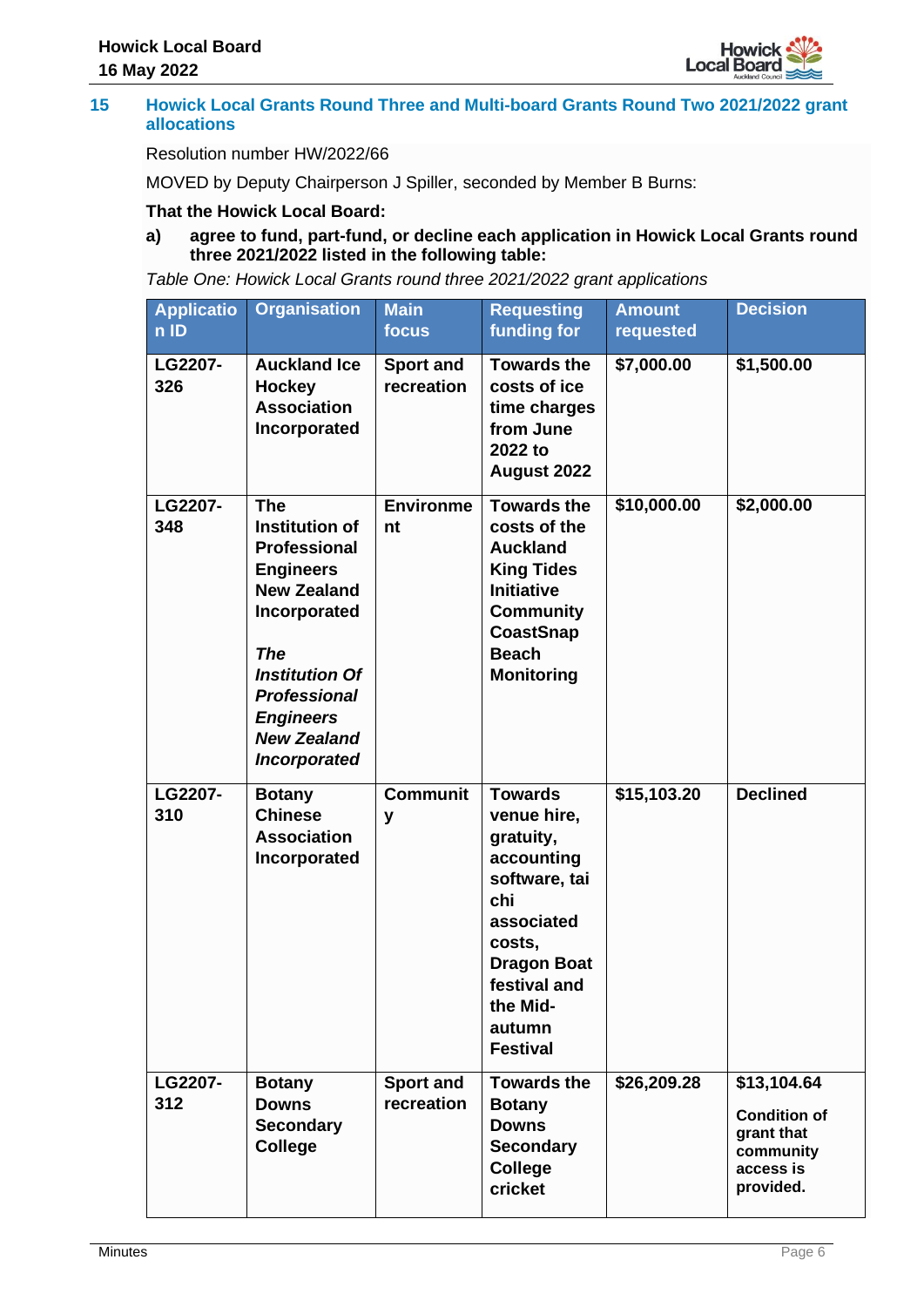## 15 Howick Local Grants Round Three and Multi-board Grants Round Two 2021/2022 grant allocations

Resolution number HW/2022/66

MOVED by Deputy Chairperson J Spiller, seconded by Member B Burns:

**That the Howick Local Board:**

**a) agree to fund, part-fund, or decline each application in Howick Local Grants round three 2021/2022 listed in the following table:**

*Table One: Howick Local Grants round three 2021/2022 grant applications*

| Application ID | Organisation | Main focus | Requesting funding for | Amount requested | Decision |
|---|---|---|---|---|---|
| **LG2207-326** | **Auckland Ice Hockey Association Incorporated** | **Sport and recreation** | **Towards the costs of ice time charges from June 2022 to August 2022** | **$7,000.00** | **$1,500.00** |
| **LG2207-348** | **The Institution of Professional Engineers New Zealand Incorporated** ***The Institution Of Professional Engineers New Zealand Incorporated*** | **Environment** | **Towards the costs of the Auckland King Tides Initiative Community CoastSnap Beach Monitoring** | **$10,000.00** | **$2,000.00** |
| **LG2207-310** | **Botany Chinese Association Incorporated** | **Community** | **Towards venue hire, gratuity, accounting software, tai chi associated costs, Dragon Boat festival and the Mid-autumn Festival** | **$15,103.20** | **Declined** |
| **LG2207-312** | **Botany Downs Secondary College** | **Sport and recreation** | **Towards the Botany Downs Secondary College cricket** | **$26,209.28** | **$13,104.64** **Condition of grant that community access is provided.** |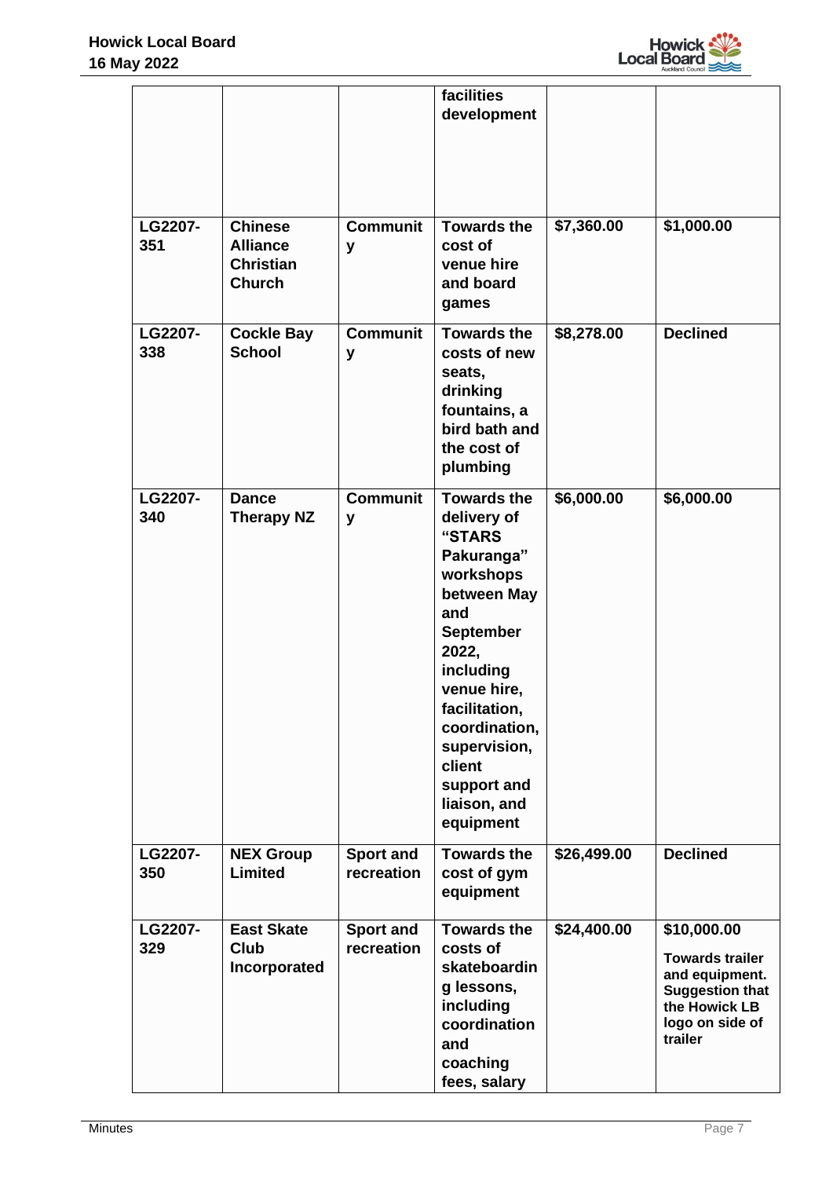| | | | facilities development | | |
|---|---|---|---|---|---|
| **LG2207-351** | **Chinese Alliance Christian Church** | **Community** | **Towards the cost of venue hire and board games** | **$7,360.00** | **$1,000.00** |
| **LG2207-338** | **Cockle Bay School** | **Community** | **Towards the costs of new seats, drinking fountains, a bird bath and the cost of plumbing** | **$8,278.00** | **Declined** |
| **LG2207-340** | **Dance Therapy NZ** | **Community** | **Towards the delivery of "STARS Pakuranga" workshops between May and September 2022, including venue hire, facilitation, coordination, supervision, client support and liaison, and equipment** | **$6,000.00** | **$6,000.00** |
| **LG2207-350** | **NEX Group Limited** | **Sport and recreation** | **Towards the cost of gym equipment** | **$26,499.00** | **Declined** |
| **LG2207-329** | **East Skate Club Incorporated** | **Sport and recreation** | **Towards the costs of skateboarding lessons, including coordination and coaching fees, salary** | **$24,400.00** | **$10,000.00 Towards trailer and equipment. Suggestion that the Howick LB logo on side of trailer** |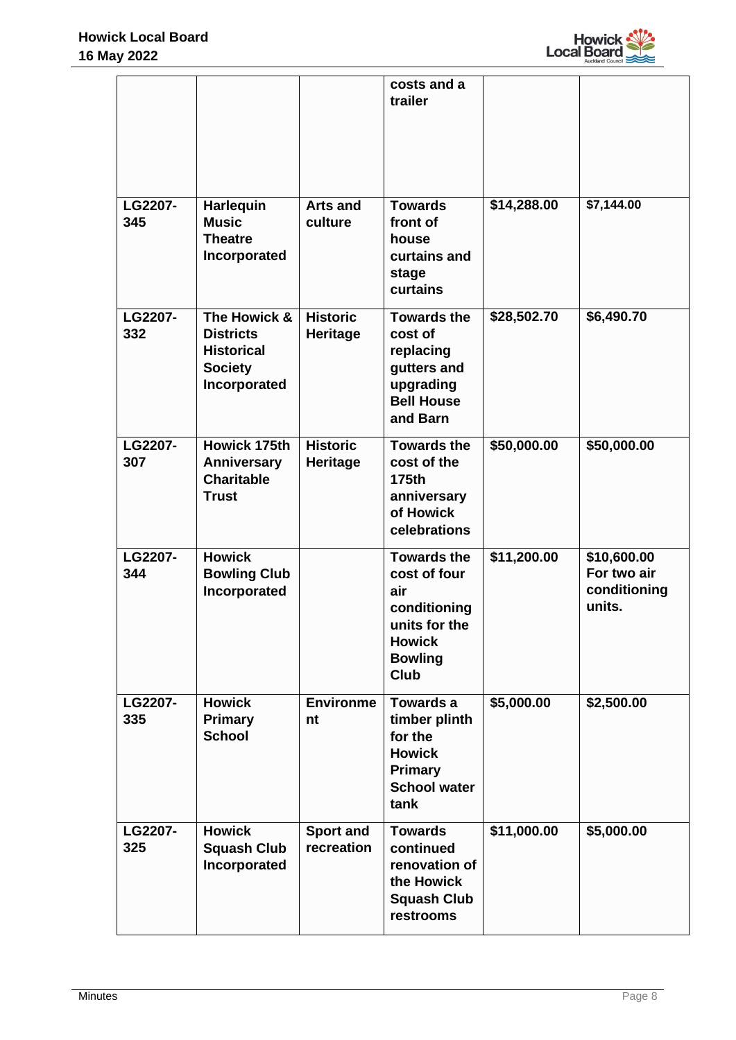| | | | costs and a trailer | | |
|---|---|---|---|---|---|
| LG2207-345 | Harlequin Music Theatre Incorporated | Arts and culture | Towards front of house curtains and stage curtains | $14,288.00 | $7,144.00 |
| LG2207-332 | The Howick & Districts Historical Society Incorporated | Historic Heritage | Towards the cost of replacing gutters and upgrading Bell House and Barn | $28,502.70 | $6,490.70 |
| LG2207-307 | Howick 175th Anniversary Charitable Trust | Historic Heritage | Towards the cost of the 175th anniversary of Howick celebrations | $50,000.00 | $50,000.00 |
| LG2207-344 | Howick Bowling Club Incorporated | | Towards the cost of four air conditioning units for the Howick Bowling Club | $11,200.00 | $10,600.00 For two air conditioning units. |
| LG2207-335 | Howick Primary School | Environment | Towards a timber plinth for the Howick Primary School water tank | $5,000.00 | $2,500.00 |
| LG2207-325 | Howick Squash Club Incorporated | Sport and recreation | Towards continued renovation of the Howick Squash Club restrooms | $11,000.00 | $5,000.00 |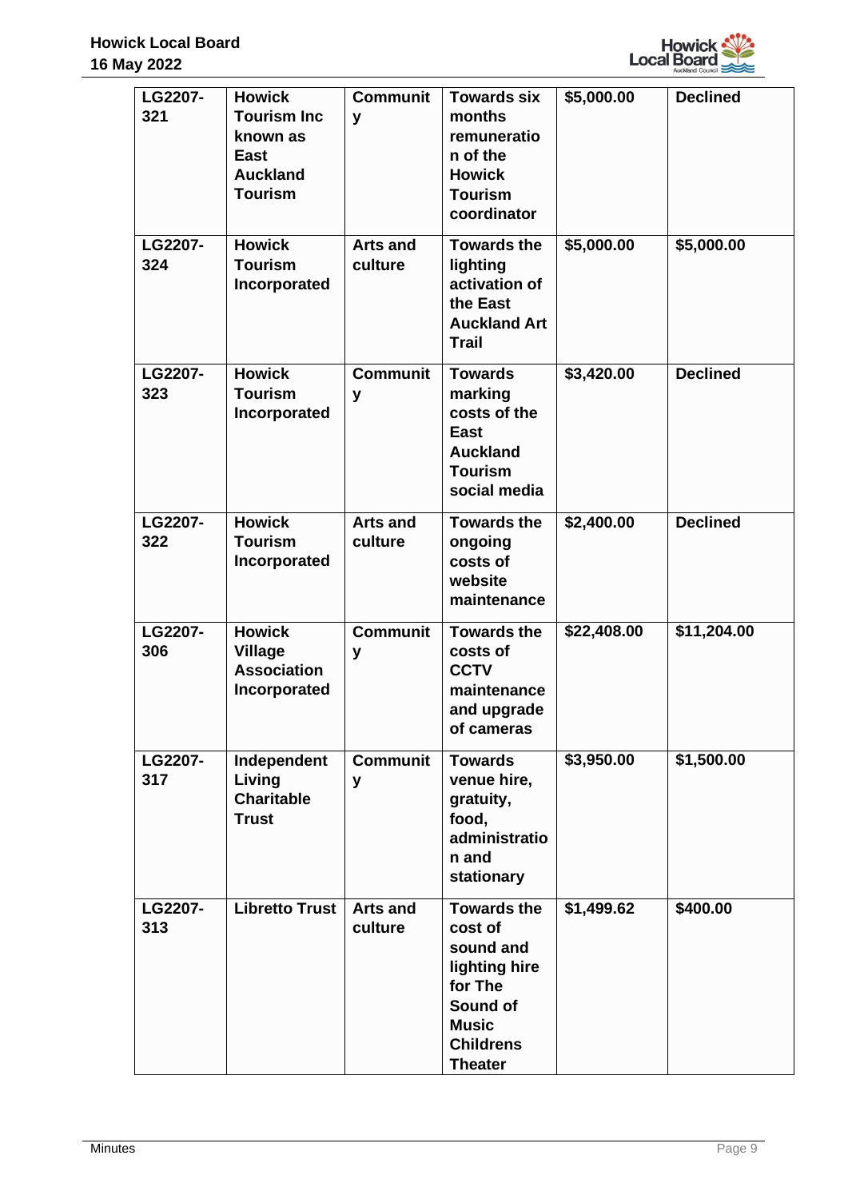| | | | | | |
|---|---|---|---|---|---|
| **LG2207-321** | **Howick Tourism Inc known as East Auckland Tourism** | **Community** | **Towards six months remuneration of the Howick Tourism coordinator** | **$5,000.00** | **Declined** |
| **LG2207-324** | **Howick Tourism Incorporated** | **Arts and culture** | **Towards the lighting activation of the East Auckland Art Trail** | **$5,000.00** | **$5,000.00** |
| **LG2207-323** | **Howick Tourism Incorporated** | **Community** | **Towards marking costs of the East Auckland Tourism social media** | **$3,420.00** | **Declined** |
| **LG2207-322** | **Howick Tourism Incorporated** | **Arts and culture** | **Towards the ongoing costs of website maintenance** | **$2,400.00** | **Declined** |
| **LG2207-306** | **Howick Village Association Incorporated** | **Community** | **Towards the costs of CCTV maintenance and upgrade of cameras** | **$22,408.00** | **$11,204.00** |
| **LG2207-317** | **Independent Living Charitable Trust** | **Community** | **Towards venue hire, gratuity, food, administration and stationary** | **$3,950.00** | **$1,500.00** |
| **LG2207-313** | **Libretto Trust** | **Arts and culture** | **Towards the cost of sound and lighting hire for The Sound of Music Childrens Theater** | **$1,499.62** | **$400.00** |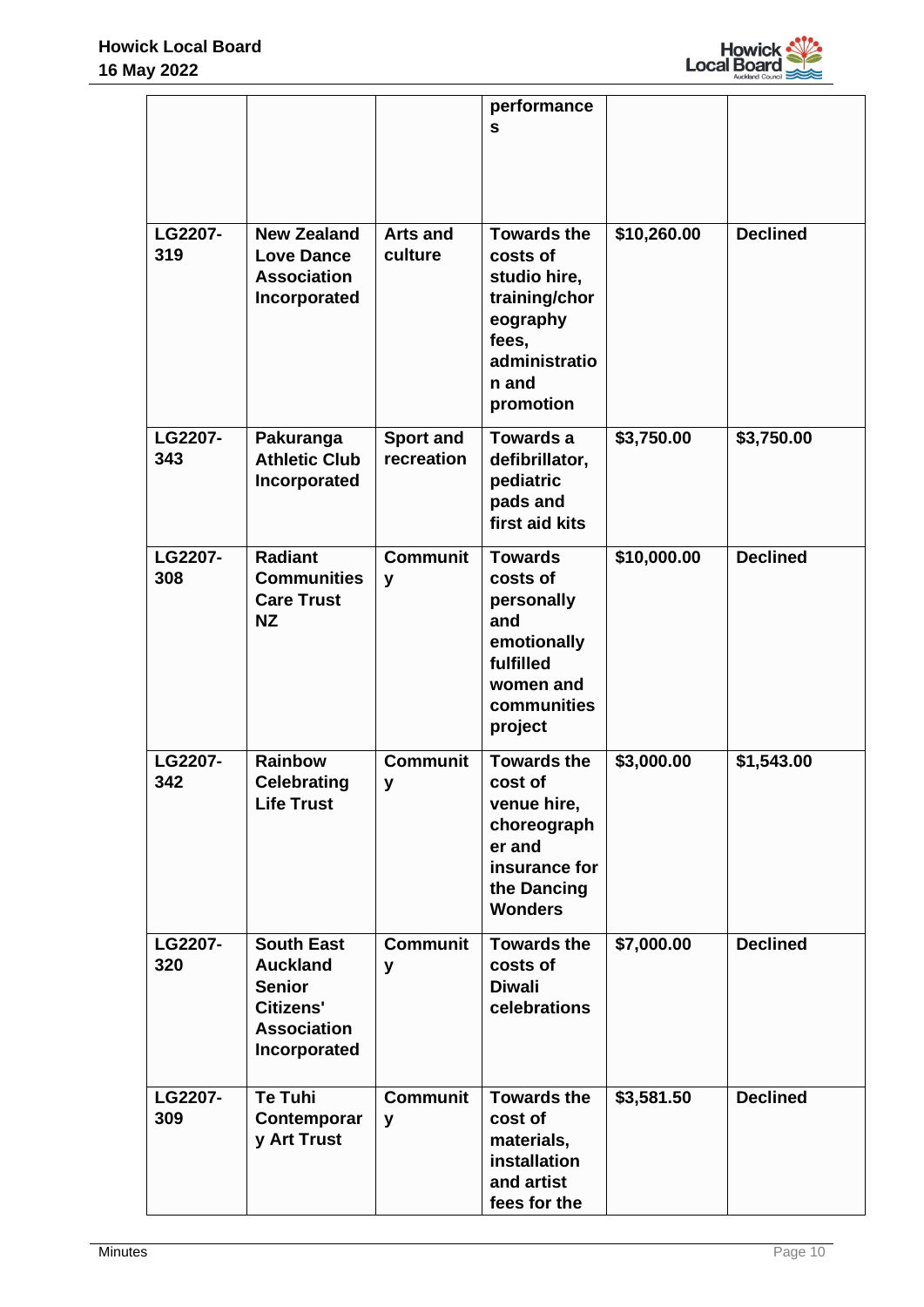| | | | performances | | |
|---|---|---|---|---|---|
| LG2207-319 | New Zealand Love Dance Association Incorporated | Arts and culture | Towards the costs of studio hire, training/choreography fees, administration and promotion | $10,260.00 | Declined |
| LG2207-343 | Pakuranga Athletic Club Incorporated | Sport and recreation | Towards a defibrillator, pediatric pads and first aid kits | $3,750.00 | $3,750.00 |
| LG2207-308 | Radiant Communities Care Trust NZ | Community | Towards costs of personally and emotionally fulfilled women and communities project | $10,000.00 | Declined |
| LG2207-342 | Rainbow Celebrating Life Trust | Community | Towards the cost of venue hire, choreographer and insurance for the Dancing Wonders | $3,000.00 | $1,543.00 |
| LG2207-320 | South East Auckland Senior Citizens' Association Incorporated | Community | Towards the costs of Diwali celebrations | $7,000.00 | Declined |
| LG2207-309 | Te Tuhi Contemporary Art Trust | Community | Towards the cost of materials, installation and artist fees for the | $3,581.50 | Declined |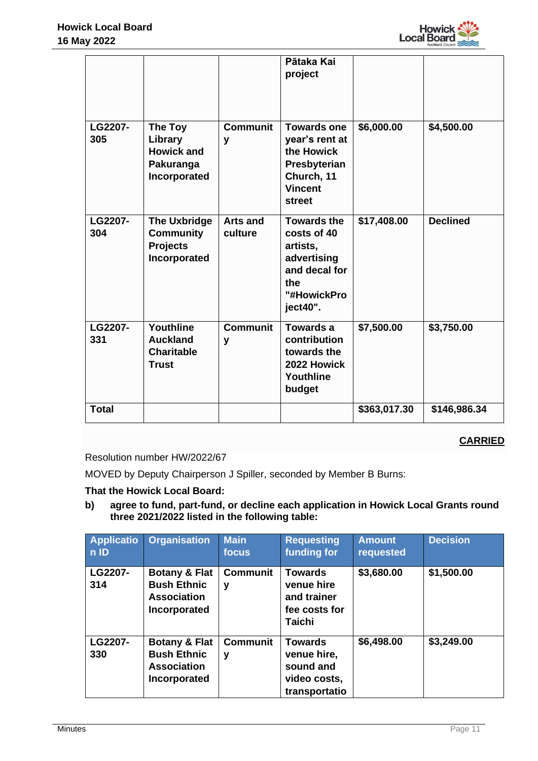| | | | Pātaka Kai project | | |
|---|---|---|---|---|---|
| LG2207-305 | The Toy Library Howick and Pakuranga Incorporated | Community | Towards one year's rent at the Howick Presbyterian Church, 11 Vincent street | $6,000.00 | $4,500.00 |
| LG2207-304 | The Uxbridge Community Projects Incorporated | Arts and culture | Towards the costs of 40 artists, advertising and decal for the "#HowickProject40". | $17,408.00 | Declined |
| LG2207-331 | Youthline Auckland Charitable Trust | Community | Towards a contribution towards the 2022 Howick Youthline budget | $7,500.00 | $3,750.00 |
| **Total** | | | | **$363,017.30** | **$146,986.34** |

**CARRIED**

Resolution number HW/2022/67

MOVED by Deputy Chairperson J Spiller, seconded by Member B Burns:

**That the Howick Local Board:**

**b) agree to fund, part-fund, or decline each application in Howick Local Grants round three 2021/2022 listed in the following table:**

| Application ID | Organisation | Main focus | Requesting funding for | Amount requested | Decision |
|---|---|---|---|---|---|
| LG2207-314 | Botany & Flat Bush Ethnic Association Incorporated | Community | Towards venue hire and trainer fee costs for Taichi | $3,680.00 | $1,500.00 |
| LG2207-330 | Botany & Flat Bush Ethnic Association Incorporated | Community | Towards venue hire, sound and video costs, transportatio | $6,498.00 | $3,249.00 |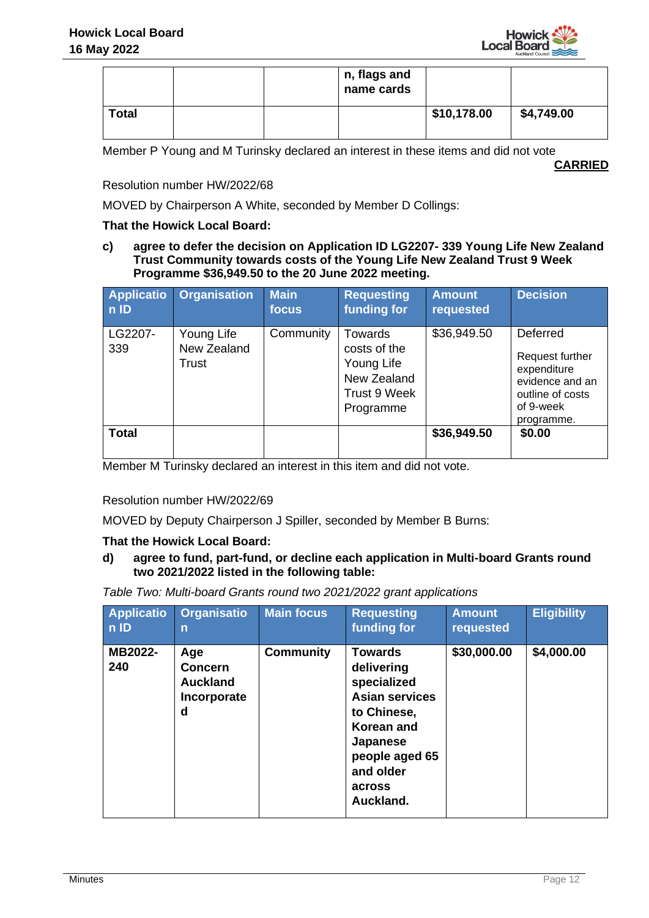|  |  |  | n, flags and name cards |  |  |
| --- | --- | --- | --- | --- | --- |
| **Total** |  |  |  | **$10,178.00** | **$4,749.00** |

Member P Young and M Turinsky declared an interest in these items and did not vote

**CARRIED**

Resolution number HW/2022/68

MOVED by Chairperson A White, seconded by Member D Collings:

**That the Howick Local Board:**

**c) agree to defer the decision on Application ID LG2207- 339 Young Life New Zealand Trust Community towards costs of the Young Life New Zealand Trust 9 Week Programme $36,949.50 to the 20 June 2022 meeting.**

| Application ID | Organisation | Main focus | Requesting funding for | Amount requested | Decision |
| --- | --- | --- | --- | --- | --- |
| LG2207-339 | Young Life New Zealand Trust | Community | Towards costs of the Young Life New Zealand Trust 9 Week Programme | $36,949.50 | Deferred<br>Request further expenditure evidence and an outline of costs of 9-week programme. |
| **Total** |  |  |  | **$36,949.50** | **$0.00** |

Member M Turinsky declared an interest in this item and did not vote.

Resolution number HW/2022/69

MOVED by Deputy Chairperson J Spiller, seconded by Member B Burns:

**That the Howick Local Board:**

**d) agree to fund, part-fund, or decline each application in Multi-board Grants round two 2021/2022 listed in the following table:**

*Table Two: Multi-board Grants round two 2021/2022 grant applications*

| Application ID | Organisation | Main focus | Requesting funding for | Amount requested | Eligibility |
| --- | --- | --- | --- | --- | --- |
| **MB2022-240** | **Age Concern Auckland Incorporated** | **Community** | **Towards delivering specialized Asian services to Chinese, Korean and Japanese people aged 65 and older across Auckland.** | **$30,000.00** | **$4,000.00** |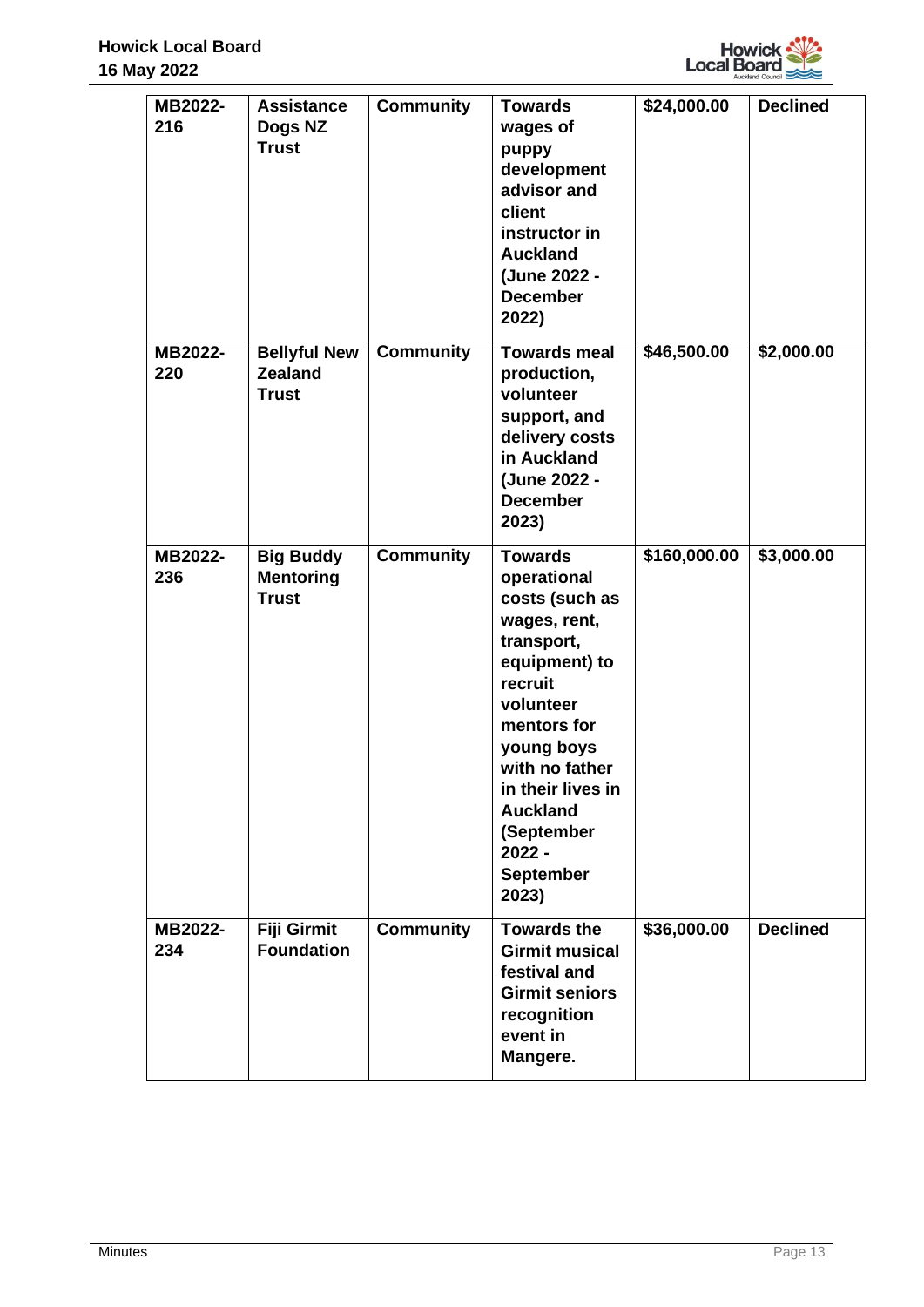| MB2022-216 | Assistance Dogs NZ Trust | Community | Towards wages of puppy development advisor and client instructor in Auckland (June 2022 - December 2022) | $24,000.00 | Declined |
|---|---|---|---|---|---|
| MB2022-220 | Bellyful New Zealand Trust | Community | Towards meal production, volunteer support, and delivery costs in Auckland (June 2022 - December 2023) | $46,500.00 | $2,000.00 |
| MB2022-236 | Big Buddy Mentoring Trust | Community | Towards operational costs (such as wages, rent, transport, equipment) to recruit volunteer mentors for young boys with no father in their lives in Auckland (September 2022 - September 2023) | $160,000.00 | $3,000.00 |
| MB2022-234 | Fiji Girmit Foundation | Community | Towards the Girmit musical festival and Girmit seniors recognition event in Mangere. | $36,000.00 | Declined |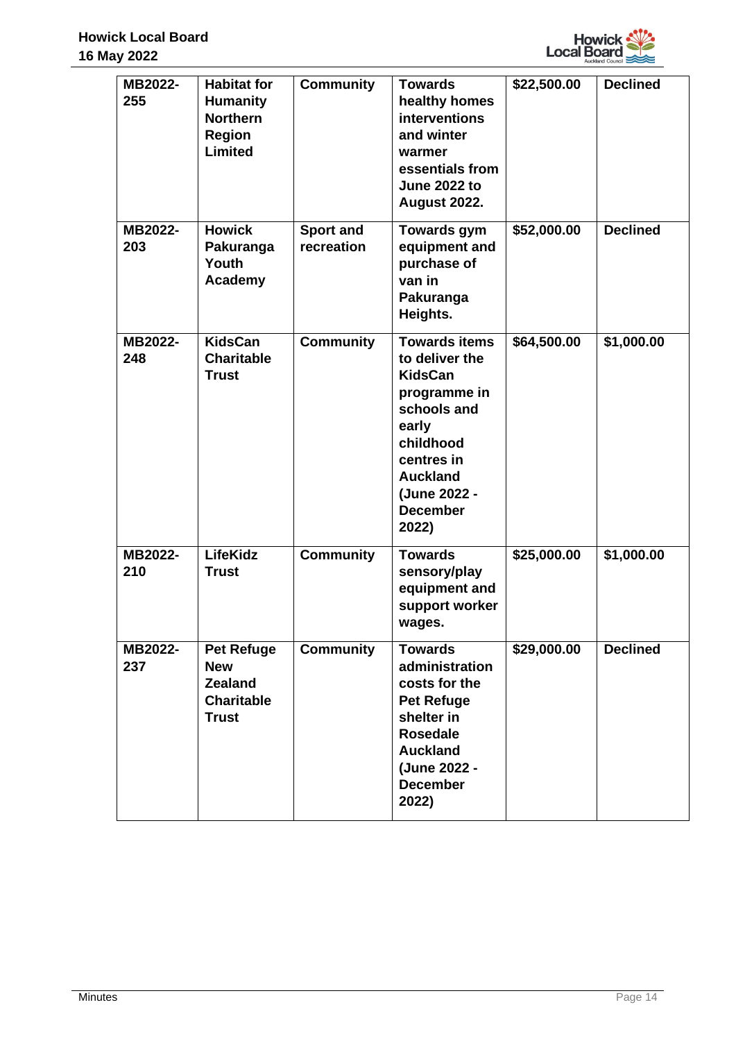| MB2022-255 | Habitat for Humanity Northern Region Limited | Community | Towards healthy homes interventions and winter warmer essentials from June 2022 to August 2022. | $22,500.00 | Declined |
|---|---|---|---|---|---|
| MB2022-203 | Howick Pakuranga Youth Academy | Sport and recreation | Towards gym equipment and purchase of van in Pakuranga Heights. | $52,000.00 | Declined |
| MB2022-248 | KidsCan Charitable Trust | Community | Towards items to deliver the KidsCan programme in schools and early childhood centres in Auckland (June 2022 - December 2022) | $64,500.00 | $1,000.00 |
| MB2022-210 | LifeKidz Trust | Community | Towards sensory/play equipment and support worker wages. | $25,000.00 | $1,000.00 |
| MB2022-237 | Pet Refuge New Zealand Charitable Trust | Community | Towards administration costs for the Pet Refuge shelter in Rosedale Auckland (June 2022 - December 2022) | $29,000.00 | Declined |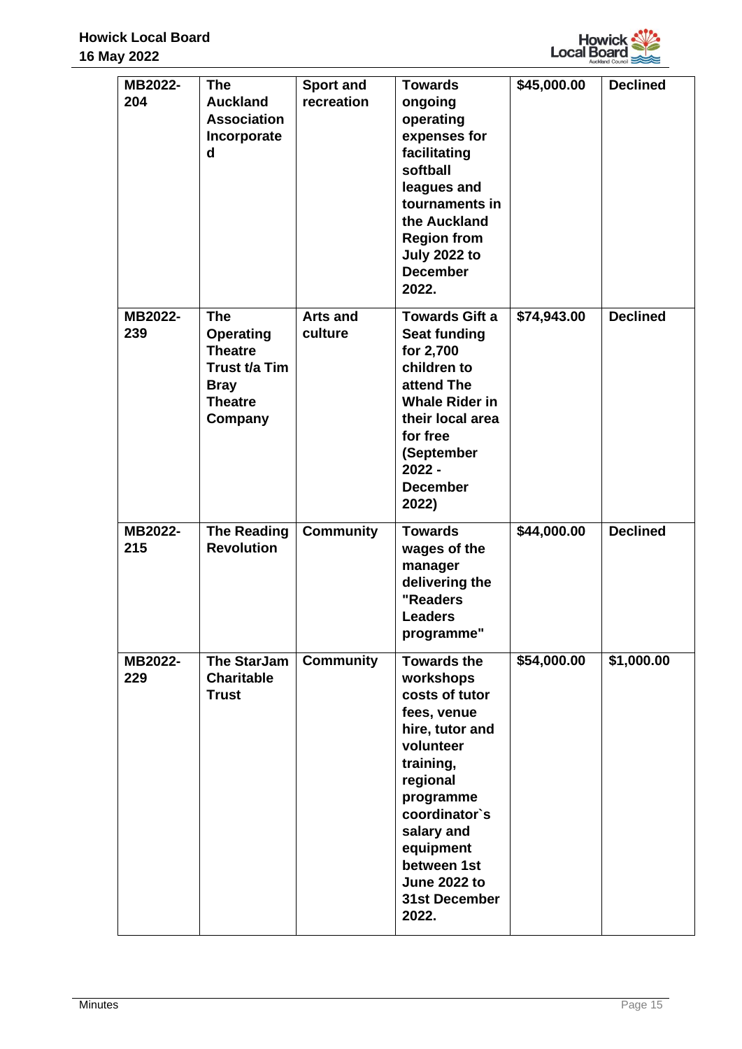| MB2022-204 | The Auckland Association Incorporated | Sport and recreation | Towards ongoing operating expenses for facilitating softball leagues and tournaments in the Auckland Region from July 2022 to December 2022. | $45,000.00 | Declined |
|---|---|---|---|---|---|
| MB2022-239 | The Operating Theatre Trust t/a Tim Bray Theatre Company | Arts and culture | Towards Gift a Seat funding for 2,700 children to attend The Whale Rider in their local area for free (September 2022 - December 2022) | $74,943.00 | Declined |
| MB2022-215 | The Reading Revolution | Community | Towards wages of the manager delivering the "Readers Leaders programme" | $44,000.00 | Declined |
| MB2022-229 | The StarJam Charitable Trust | Community | Towards the workshops costs of tutor fees, venue hire, tutor and volunteer training, regional programme coordinator`s salary and equipment between 1st June 2022 to 31st December 2022. | $54,000.00 | $1,000.00 |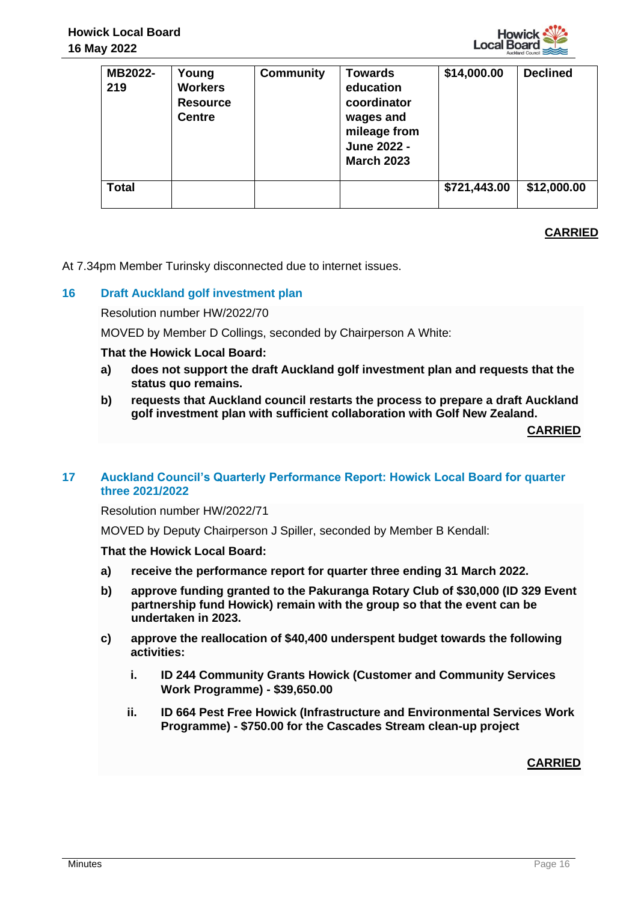| MB2022-219 | Young Workers Resource Centre | Community | Towards education coordinator wages and mileage from June 2022 - March 2023 | $14,000.00 | Declined |
|---|---|---|---|---|---|
| **Total** | | | | **$721,443.00** | **$12,000.00** |

**CARRIED**

At 7.34pm Member Turinsky disconnected due to internet issues.

## 16 Draft Auckland golf investment plan

Resolution number HW/2022/70

MOVED by Member D Collings, seconded by Chairperson A White:

**That the Howick Local Board:**

**a) does not support the draft Auckland golf investment plan and requests that the status quo remains.**

**b) requests that Auckland council restarts the process to prepare a draft Auckland golf investment plan with sufficient collaboration with Golf New Zealand.**

**CARRIED**

## 17 Auckland Council's Quarterly Performance Report: Howick Local Board for quarter three 2021/2022

Resolution number HW/2022/71

MOVED by Deputy Chairperson J Spiller, seconded by Member B Kendall:

**That the Howick Local Board:**

**a) receive the performance report for quarter three ending 31 March 2022.**

**b) approve funding granted to the Pakuranga Rotary Club of $30,000 (ID 329 Event partnership fund Howick) remain with the group so that the event can be undertaken in 2023.**

**c) approve the reallocation of $40,400 underspent budget towards the following activities:**

**i. ID 244 Community Grants Howick (Customer and Community Services Work Programme) - $39,650.00**

**ii. ID 664 Pest Free Howick (Infrastructure and Environmental Services Work Programme) - $750.00 for the Cascades Stream clean-up project**

**CARRIED**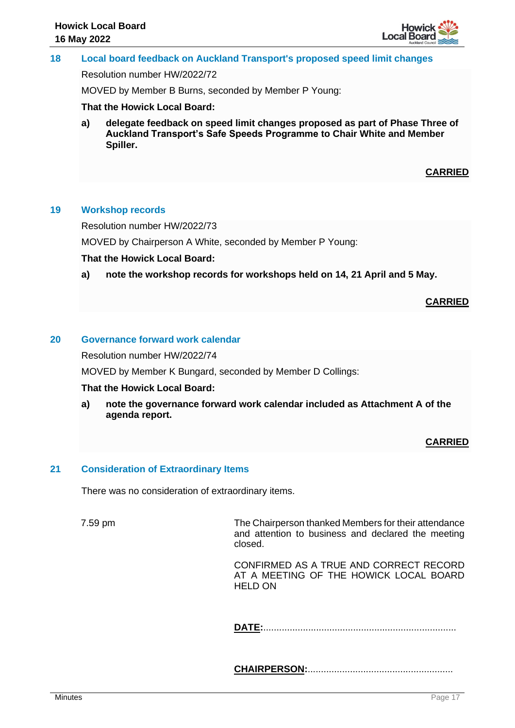## 18 Local board feedback on Auckland Transport's proposed speed limit changes

Resolution number HW/2022/72

MOVED by Member B Burns, seconded by Member P Young:

**That the Howick Local Board:**

**a) delegate feedback on speed limit changes proposed as part of Phase Three of Auckland Transport's Safe Speeds Programme to Chair White and Member Spiller.**

**CARRIED**

## 19 Workshop records

Resolution number HW/2022/73

MOVED by Chairperson A White, seconded by Member P Young:

**That the Howick Local Board:**

**a) note the workshop records for workshops held on 14, 21 April and 5 May.**

**CARRIED**

## 20 Governance forward work calendar

Resolution number HW/2022/74

MOVED by Member K Bungard, seconded by Member D Collings:

**That the Howick Local Board:**

**a) note the governance forward work calendar included as Attachment A of the agenda report.**

**CARRIED**

## 21 Consideration of Extraordinary Items

There was no consideration of extraordinary items.

7.59 pm

The Chairperson thanked Members for their attendance and attention to business and declared the meeting closed.

CONFIRMED AS A TRUE AND CORRECT RECORD AT A MEETING OF THE HOWICK LOCAL BOARD HELD ON

**DATE:**.........................................................................

**CHAIRPERSON:**.......................................................